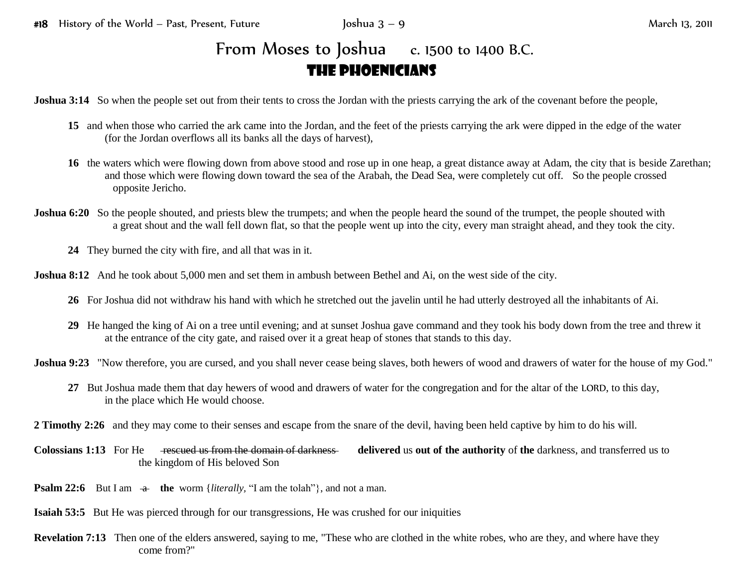# From Moses to Joshua c. 1500 to 1400 B.C.

## The Phoenicians

**Joshua 3:14** So when the people set out from their tents to cross the Jordan with the priests carrying the ark of the covenant before the people,

**15** and when those who carried the ark came into the Jordan, and the feet of the priests carrying the ark were dipped in the edge of the water (for the Jordan overflows all its banks all the days of harvest),

**16** the waters which were flowing down from above stood and rose up in one heap, a great distance away at Adam, the city that is beside Zarethan; and those which were flowing down toward the sea of the Arabah, the Dead Sea, were completely cut off. So the people crossed opposite Jericho.

**Joshua 6:20** So the people shouted, and priests blew the trumpets; and when the people heard the sound of the trumpet, the people shouted with a great shout and the wall fell down flat, so that the people went up into the city, every man straight ahead, and they took the city.

**24** They burned the city with fire, and all that was in it.

**Joshua 8:12** And he took about 5,000 men and set them in ambush between Bethel and Ai, on the west side of the city.

**26** For Joshua did not withdraw his hand with which he stretched out the javelin until he had utterly destroyed all the inhabitants of Ai.

**29** He hanged the king of Ai on a tree until evening; and at sunset Joshua gave command and they took his body down from the tree and threw it at the entrance of the city gate, and raised over it a great heap of stones that stands to this day.

**Joshua 9:23** "Now therefore, you are cursed, and you shall never cease being slaves, both hewers of wood and drawers of water for the house of my God."

**27** But Joshua made them that day hewers of wood and drawers of water for the congregation and for the altar of the LORD, to this day, in the place which He would choose.

**2 Timothy 2:26** and they may come to their senses and escape from the snare of the devil, having been held captive by him to do his will.

**Colossians 1:13** For He ~~rescued us from the domain of darkness~~ **delivered** us **out of the authority** of **the** darkness, and transferred us to the kingdom of His beloved Son

**Psalm 22:6** But I am ~~a~~ **the** worm {*literally,* "I am the tolah"}, and not a man.

**Isaiah 53:5** But He was pierced through for our transgressions, He was crushed for our iniquities

**Revelation 7:13** Then one of the elders answered, saying to me, "These who are clothed in the white robes, who are they, and where have they come from?"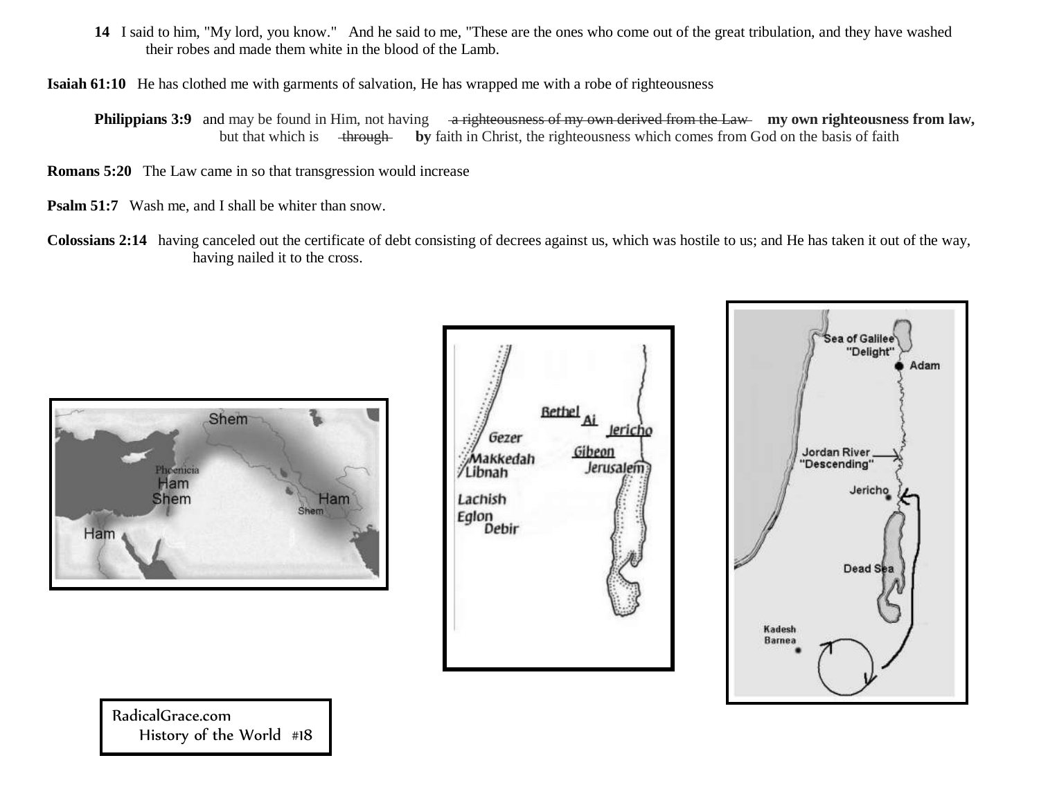**14** I said to him, "My lord, you know." And he said to me, "These are the ones who come out of the great tribulation, and they have washed their robes and made them white in the blood of the Lamb.

**Isaiah 61:10** He has clothed me with garments of salvation, He has wrapped me with a robe of righteousness

**Philippians 3:9** and may be found in Him, not having ~~a righteousness of my own derived from the Law~~ **my own righteousness from law,** but that which is ~~through~~ **by** faith in Christ, the righteousness which comes from God on the basis of faith

**Romans 5:20** The Law came in so that transgression would increase

**Psalm 51:7** Wash me, and I shall be whiter than snow.

**Colossians 2:14** having canceled out the certificate of debt consisting of decrees against us, which was hostile to us; and He has taken it out of the way, having nailed it to the cross.

RadicalGrace.com
History of the World #18